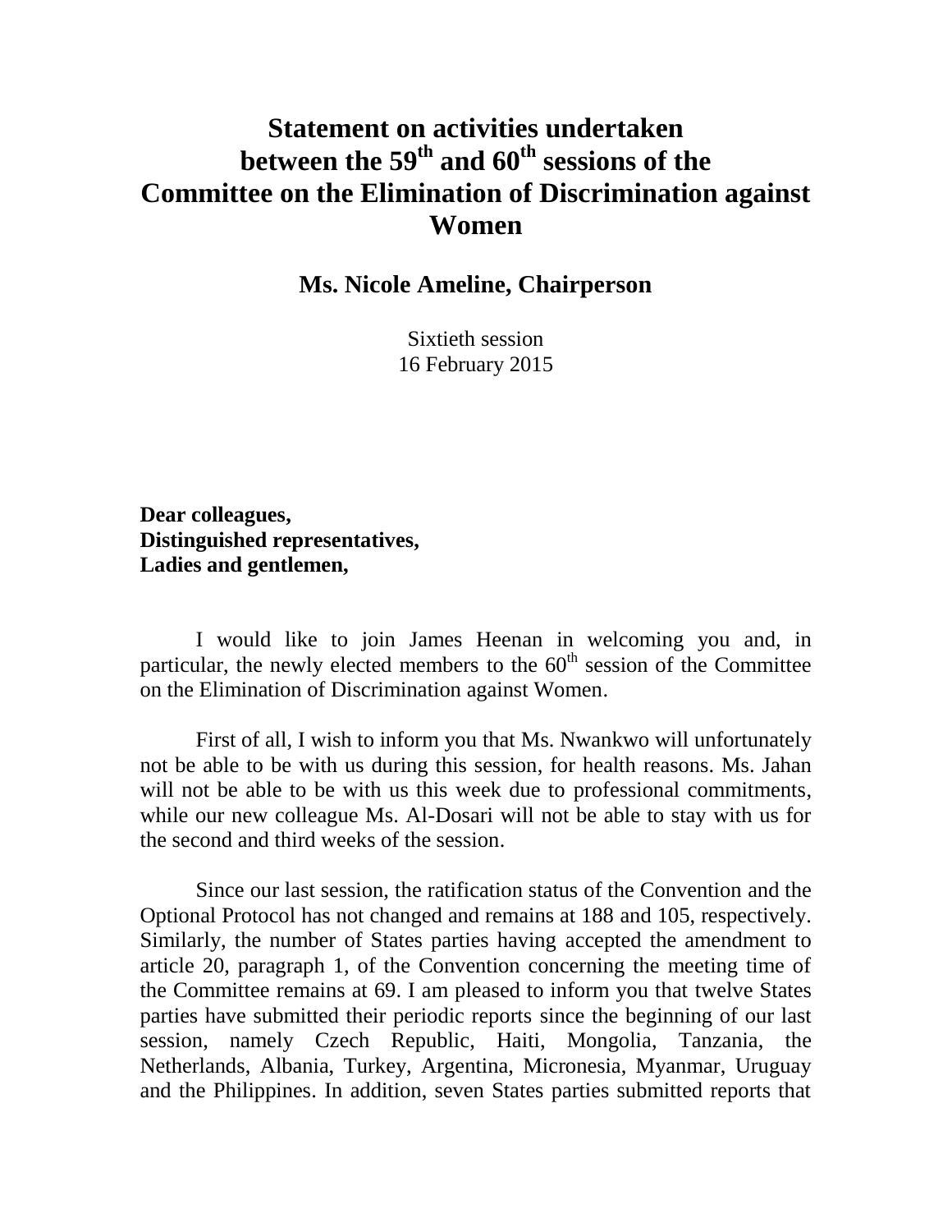# Statement on activities undertaken between the 59th and 60th sessions of the Committee on the Elimination of Discrimination against Women

## Ms. Nicole Ameline, Chairperson

Sixtieth session
16 February 2015

**Dear colleagues,**
**Distinguished representatives,**
**Ladies and gentlemen,**

I would like to join James Heenan in welcoming you and, in particular, the newly elected members to the 60th session of the Committee on the Elimination of Discrimination against Women.

First of all, I wish to inform you that Ms. Nwankwo will unfortunately not be able to be with us during this session, for health reasons. Ms. Jahan will not be able to be with us this week due to professional commitments, while our new colleague Ms. Al-Dosari will not be able to stay with us for the second and third weeks of the session.

Since our last session, the ratification status of the Convention and the Optional Protocol has not changed and remains at 188 and 105, respectively. Similarly, the number of States parties having accepted the amendment to article 20, paragraph 1, of the Convention concerning the meeting time of the Committee remains at 69. I am pleased to inform you that twelve States parties have submitted their periodic reports since the beginning of our last session, namely Czech Republic, Haiti, Mongolia, Tanzania, the Netherlands, Albania, Turkey, Argentina, Micronesia, Myanmar, Uruguay and the Philippines. In addition, seven States parties submitted reports that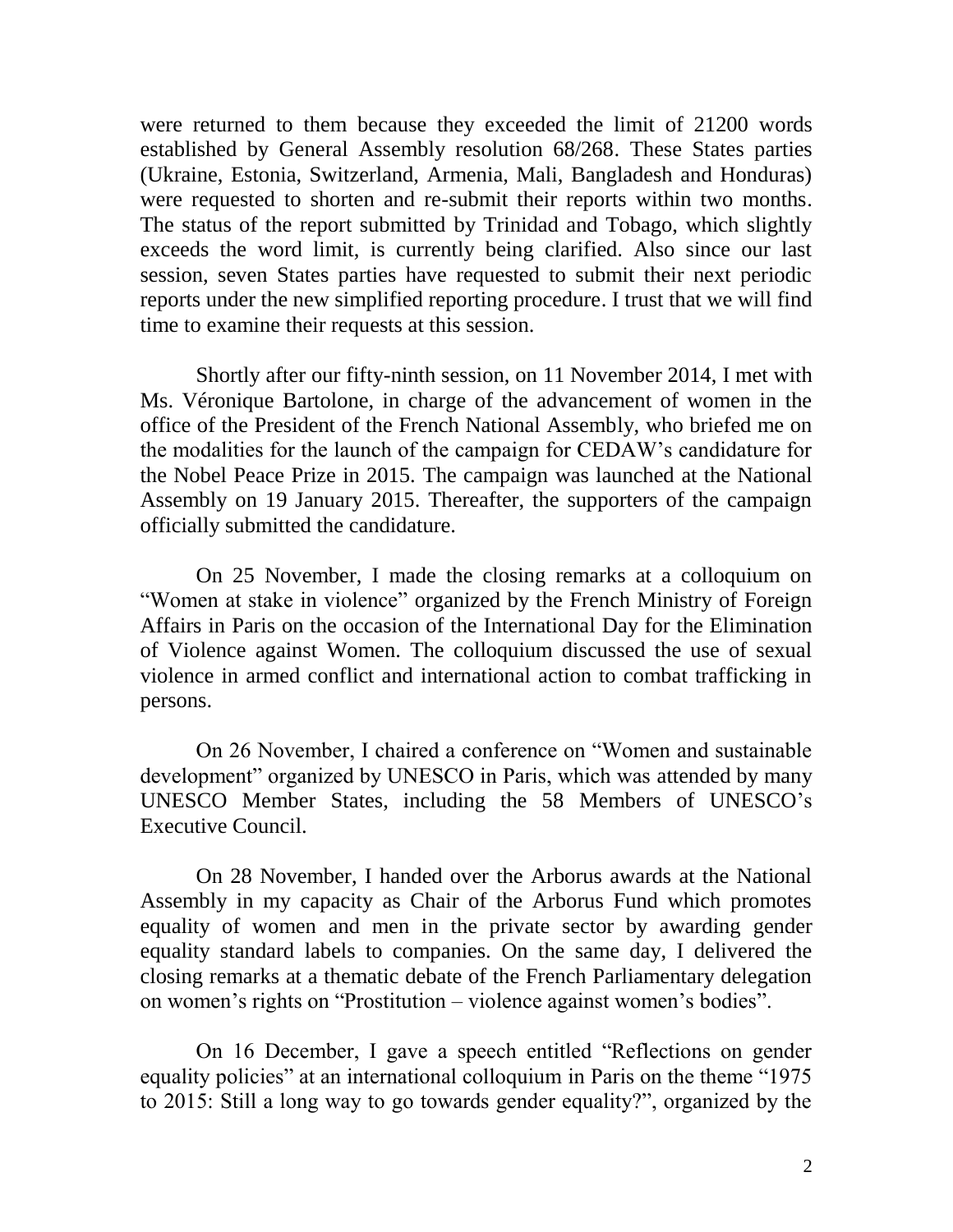were returned to them because they exceeded the limit of 21200 words established by General Assembly resolution 68/268. These States parties (Ukraine, Estonia, Switzerland, Armenia, Mali, Bangladesh and Honduras) were requested to shorten and re-submit their reports within two months. The status of the report submitted by Trinidad and Tobago, which slightly exceeds the word limit, is currently being clarified. Also since our last session, seven States parties have requested to submit their next periodic reports under the new simplified reporting procedure. I trust that we will find time to examine their requests at this session.

Shortly after our fifty-ninth session, on 11 November 2014, I met with Ms. Véronique Bartolone, in charge of the advancement of women in the office of the President of the French National Assembly, who briefed me on the modalities for the launch of the campaign for CEDAW's candidature for the Nobel Peace Prize in 2015. The campaign was launched at the National Assembly on 19 January 2015. Thereafter, the supporters of the campaign officially submitted the candidature.

On 25 November, I made the closing remarks at a colloquium on "Women at stake in violence" organized by the French Ministry of Foreign Affairs in Paris on the occasion of the International Day for the Elimination of Violence against Women. The colloquium discussed the use of sexual violence in armed conflict and international action to combat trafficking in persons.

On 26 November, I chaired a conference on "Women and sustainable development" organized by UNESCO in Paris, which was attended by many UNESCO Member States, including the 58 Members of UNESCO's Executive Council.

On 28 November, I handed over the Arborus awards at the National Assembly in my capacity as Chair of the Arborus Fund which promotes equality of women and men in the private sector by awarding gender equality standard labels to companies. On the same day, I delivered the closing remarks at a thematic debate of the French Parliamentary delegation on women's rights on "Prostitution – violence against women's bodies".

On 16 December, I gave a speech entitled "Reflections on gender equality policies" at an international colloquium in Paris on the theme "1975 to 2015: Still a long way to go towards gender equality?", organized by the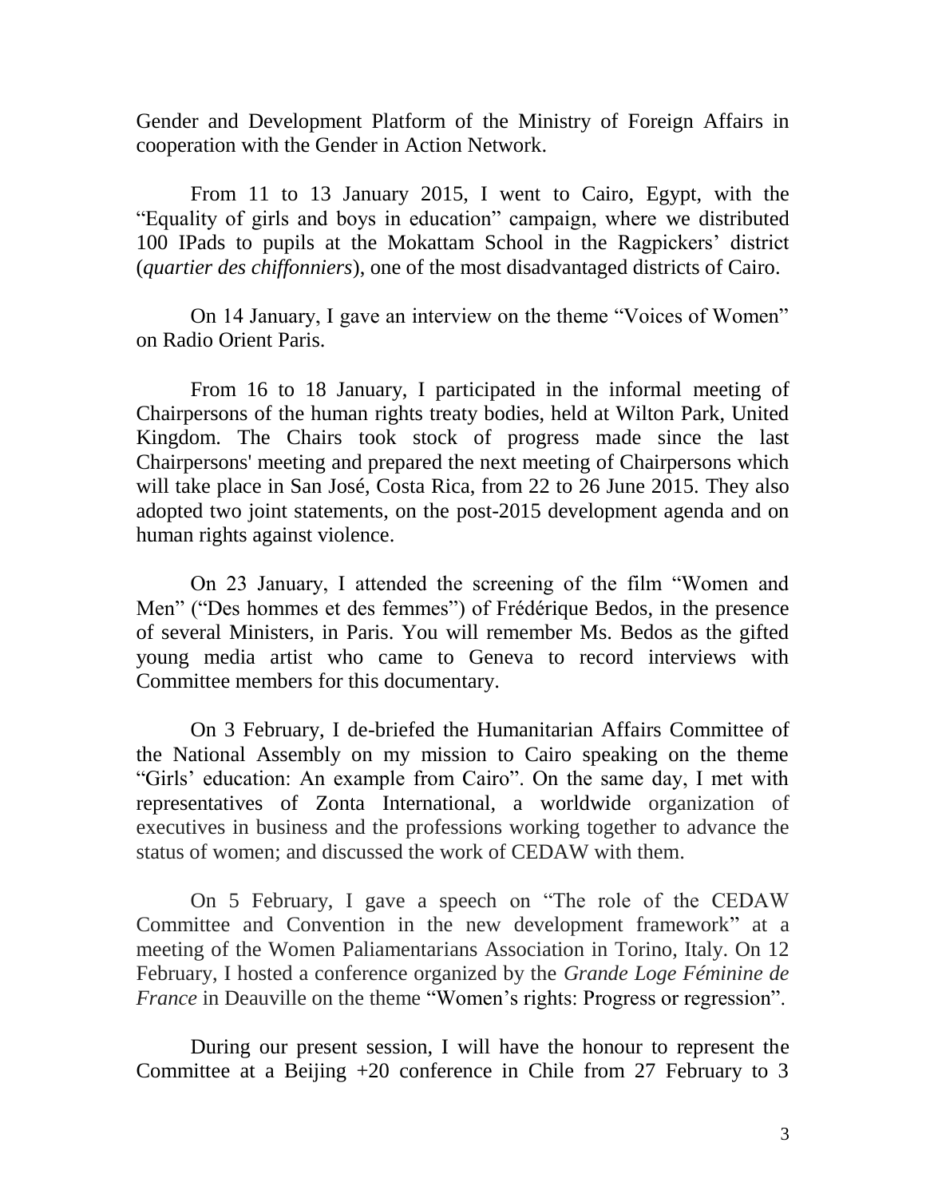Gender and Development Platform of the Ministry of Foreign Affairs in cooperation with the Gender in Action Network.

From 11 to 13 January 2015, I went to Cairo, Egypt, with the "Equality of girls and boys in education" campaign, where we distributed 100 IPads to pupils at the Mokattam School in the Ragpickers' district (*quartier des chiffonniers*), one of the most disadvantaged districts of Cairo.

On 14 January, I gave an interview on the theme "Voices of Women" on Radio Orient Paris.

From 16 to 18 January, I participated in the informal meeting of Chairpersons of the human rights treaty bodies, held at Wilton Park, United Kingdom. The Chairs took stock of progress made since the last Chairpersons' meeting and prepared the next meeting of Chairpersons which will take place in San José, Costa Rica, from 22 to 26 June 2015. They also adopted two joint statements, on the post-2015 development agenda and on human rights against violence.

On 23 January, I attended the screening of the film "Women and Men" ("Des hommes et des femmes") of Frédérique Bedos, in the presence of several Ministers, in Paris. You will remember Ms. Bedos as the gifted young media artist who came to Geneva to record interviews with Committee members for this documentary.

On 3 February, I de-briefed the Humanitarian Affairs Committee of the National Assembly on my mission to Cairo speaking on the theme "Girls' education: An example from Cairo". On the same day, I met with representatives of Zonta International, a worldwide organization of executives in business and the professions working together to advance the status of women; and discussed the work of CEDAW with them.

On 5 February, I gave a speech on "The role of the CEDAW Committee and Convention in the new development framework" at a meeting of the Women Paliamentarians Association in Torino, Italy. On 12 February, I hosted a conference organized by the *Grande Loge Féminine de France* in Deauville on the theme "Women's rights: Progress or regression".

During our present session, I will have the honour to represent the Committee at a Beijing +20 conference in Chile from 27 February to 3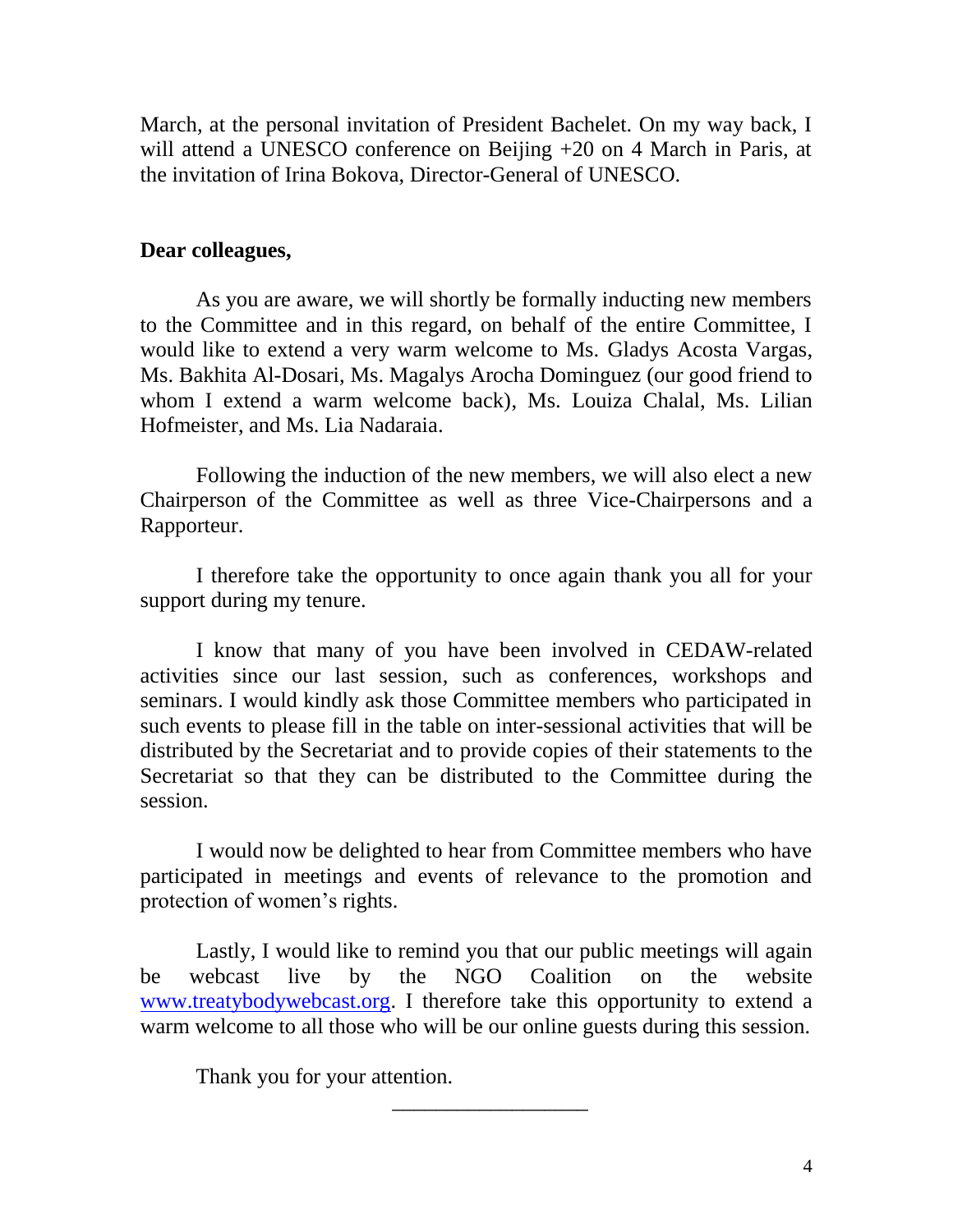March, at the personal invitation of President Bachelet. On my way back, I will attend a UNESCO conference on Beijing +20 on 4 March in Paris, at the invitation of Irina Bokova, Director-General of UNESCO.

**Dear colleagues,**

As you are aware, we will shortly be formally inducting new members to the Committee and in this regard, on behalf of the entire Committee, I would like to extend a very warm welcome to Ms. Gladys Acosta Vargas, Ms. Bakhita Al-Dosari, Ms. Magalys Arocha Dominguez (our good friend to whom I extend a warm welcome back), Ms. Louiza Chalal, Ms. Lilian Hofmeister, and Ms. Lia Nadaraia.

Following the induction of the new members, we will also elect a new Chairperson of the Committee as well as three Vice-Chairpersons and a Rapporteur.

I therefore take the opportunity to once again thank you all for your support during my tenure.

I know that many of you have been involved in CEDAW-related activities since our last session, such as conferences, workshops and seminars. I would kindly ask those Committee members who participated in such events to please fill in the table on inter-sessional activities that will be distributed by the Secretariat and to provide copies of their statements to the Secretariat so that they can be distributed to the Committee during the session.

I would now be delighted to hear from Committee members who have participated in meetings and events of relevance to the promotion and protection of women's rights.

Lastly, I would like to remind you that our public meetings will again be webcast live by the NGO Coalition on the website www.treatybodywebcast.org. I therefore take this opportunity to extend a warm welcome to all those who will be our online guests during this session.

Thank you for your attention.

\_\_\_\_\_\_\_\_\_\_\_\_\_\_\_\_\_\_